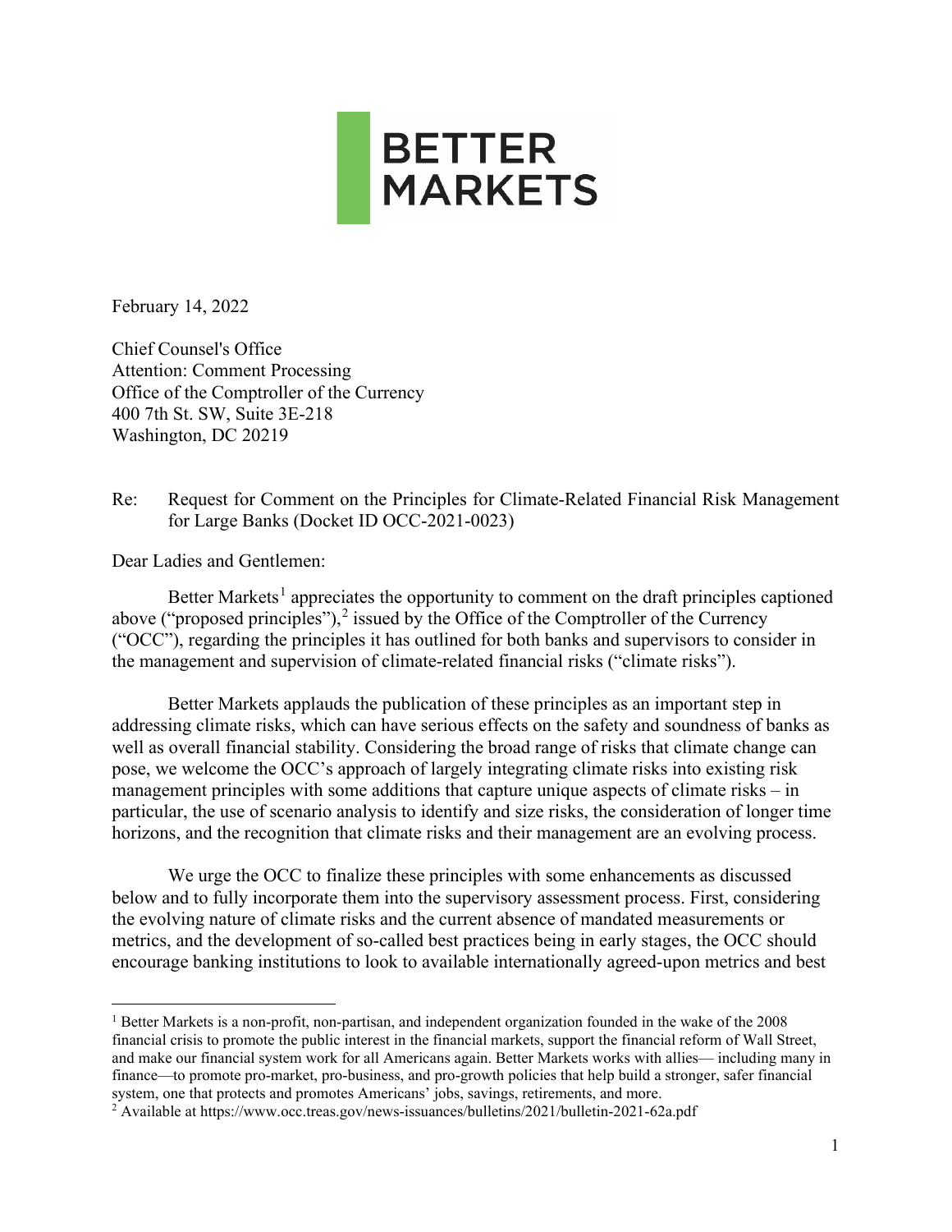BETTER MARKETS

February 14, 2022

Chief Counsel's Office
Attention: Comment Processing
Office of the Comptroller of the Currency
400 7th St. SW, Suite 3E-218
Washington, DC 20219

Re: Request for Comment on the Principles for Climate-Related Financial Risk Management for Large Banks (Docket ID OCC-2021-0023)

Dear Ladies and Gentlemen:

Better Markets[1] appreciates the opportunity to comment on the draft principles captioned above ("proposed principles"),[2] issued by the Office of the Comptroller of the Currency ("OCC"), regarding the principles it has outlined for both banks and supervisors to consider in the management and supervision of climate-related financial risks ("climate risks").

Better Markets applauds the publication of these principles as an important step in addressing climate risks, which can have serious effects on the safety and soundness of banks as well as overall financial stability. Considering the broad range of risks that climate change can pose, we welcome the OCC's approach of largely integrating climate risks into existing risk management principles with some additions that capture unique aspects of climate risks – in particular, the use of scenario analysis to identify and size risks, the consideration of longer time horizons, and the recognition that climate risks and their management are an evolving process.

We urge the OCC to finalize these principles with some enhancements as discussed below and to fully incorporate them into the supervisory assessment process. First, considering the evolving nature of climate risks and the current absence of mandated measurements or metrics, and the development of so-called best practices being in early stages, the OCC should encourage banking institutions to look to available internationally agreed-upon metrics and best

---

[1] Better Markets is a non-profit, non-partisan, and independent organization founded in the wake of the 2008 financial crisis to promote the public interest in the financial markets, support the financial reform of Wall Street, and make our financial system work for all Americans again. Better Markets works with allies— including many in finance—to promote pro-market, pro-business, and pro-growth policies that help build a stronger, safer financial system, one that protects and promotes Americans' jobs, savings, retirements, and more.

[2] Available at https://www.occ.treas.gov/news-issuances/bulletins/2021/bulletin-2021-62a.pdf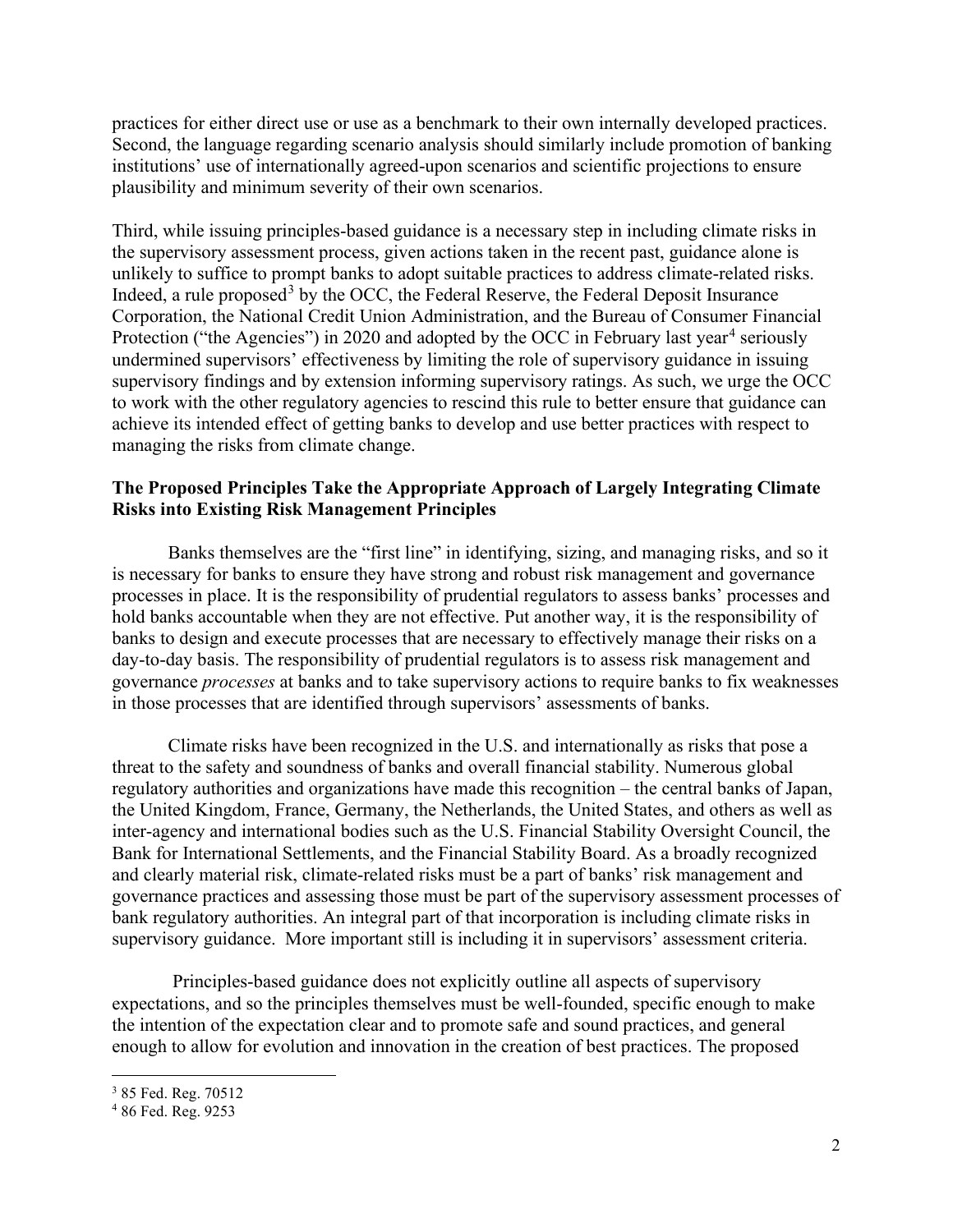practices for either direct use or use as a benchmark to their own internally developed practices. Second, the language regarding scenario analysis should similarly include promotion of banking institutions' use of internationally agreed-upon scenarios and scientific projections to ensure plausibility and minimum severity of their own scenarios.

Third, while issuing principles-based guidance is a necessary step in including climate risks in the supervisory assessment process, given actions taken in the recent past, guidance alone is unlikely to suffice to prompt banks to adopt suitable practices to address climate-related risks. Indeed, a rule proposed[3] by the OCC, the Federal Reserve, the Federal Deposit Insurance Corporation, the National Credit Union Administration, and the Bureau of Consumer Financial Protection ("the Agencies") in 2020 and adopted by the OCC in February last year[4] seriously undermined supervisors' effectiveness by limiting the role of supervisory guidance in issuing supervisory findings and by extension informing supervisory ratings. As such, we urge the OCC to work with the other regulatory agencies to rescind this rule to better ensure that guidance can achieve its intended effect of getting banks to develop and use better practices with respect to managing the risks from climate change.

**The Proposed Principles Take the Appropriate Approach of Largely Integrating Climate Risks into Existing Risk Management Principles**

Banks themselves are the "first line" in identifying, sizing, and managing risks, and so it is necessary for banks to ensure they have strong and robust risk management and governance processes in place. It is the responsibility of prudential regulators to assess banks' processes and hold banks accountable when they are not effective. Put another way, it is the responsibility of banks to design and execute processes that are necessary to effectively manage their risks on a day-to-day basis. The responsibility of prudential regulators is to assess risk management and governance *processes* at banks and to take supervisory actions to require banks to fix weaknesses in those processes that are identified through supervisors' assessments of banks.

Climate risks have been recognized in the U.S. and internationally as risks that pose a threat to the safety and soundness of banks and overall financial stability. Numerous global regulatory authorities and organizations have made this recognition – the central banks of Japan, the United Kingdom, France, Germany, the Netherlands, the United States, and others as well as inter-agency and international bodies such as the U.S. Financial Stability Oversight Council, the Bank for International Settlements, and the Financial Stability Board. As a broadly recognized and clearly material risk, climate-related risks must be a part of banks' risk management and governance practices and assessing those must be part of the supervisory assessment processes of bank regulatory authorities. An integral part of that incorporation is including climate risks in supervisory guidance. More important still is including it in supervisors' assessment criteria.

Principles-based guidance does not explicitly outline all aspects of supervisory expectations, and so the principles themselves must be well-founded, specific enough to make the intention of the expectation clear and to promote safe and sound practices, and general enough to allow for evolution and innovation in the creation of best practices. The proposed

[3] 85 Fed. Reg. 70512

[4] 86 Fed. Reg. 9253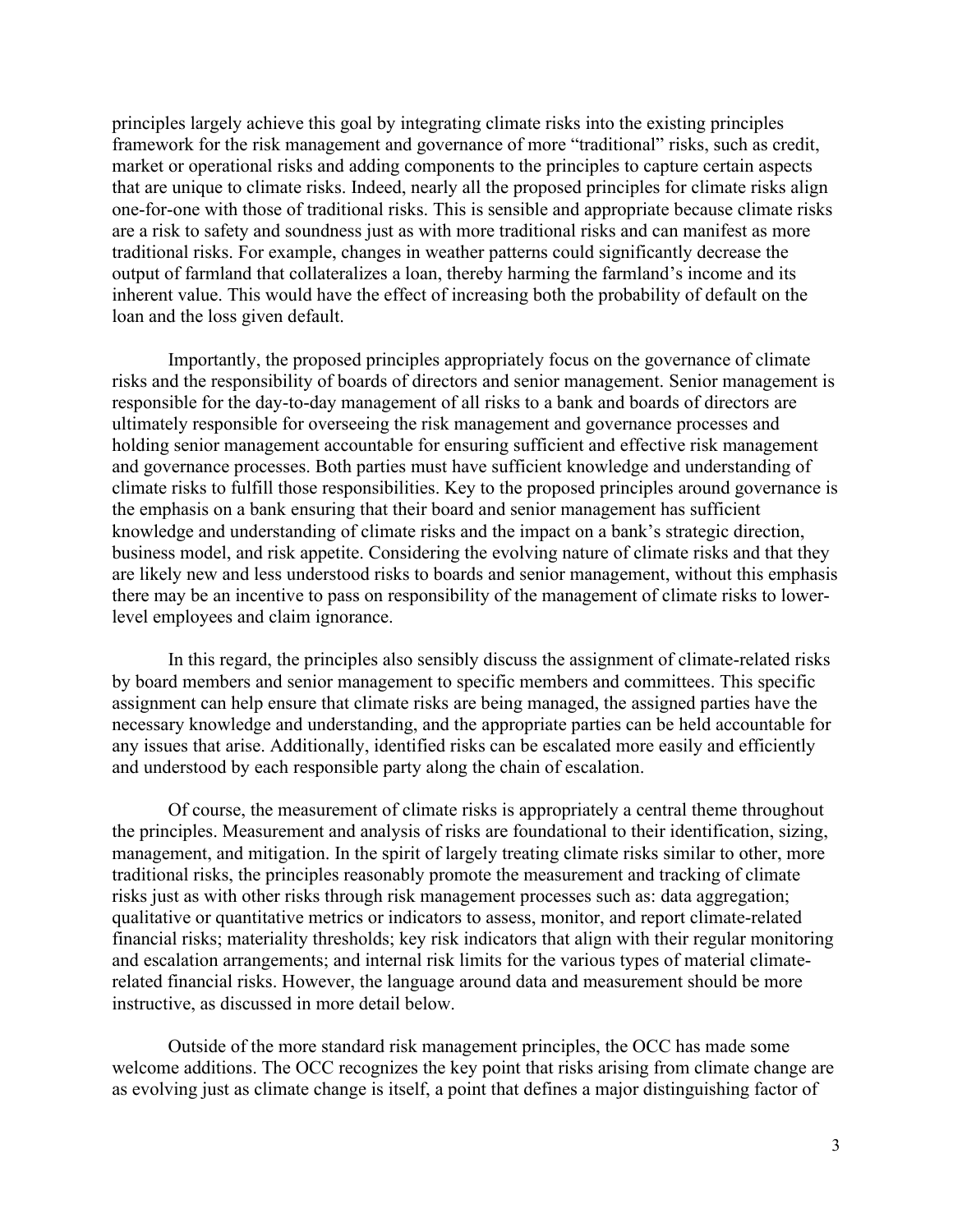principles largely achieve this goal by integrating climate risks into the existing principles framework for the risk management and governance of more "traditional" risks, such as credit, market or operational risks and adding components to the principles to capture certain aspects that are unique to climate risks. Indeed, nearly all the proposed principles for climate risks align one-for-one with those of traditional risks. This is sensible and appropriate because climate risks are a risk to safety and soundness just as with more traditional risks and can manifest as more traditional risks. For example, changes in weather patterns could significantly decrease the output of farmland that collateralizes a loan, thereby harming the farmland's income and its inherent value. This would have the effect of increasing both the probability of default on the loan and the loss given default.

Importantly, the proposed principles appropriately focus on the governance of climate risks and the responsibility of boards of directors and senior management. Senior management is responsible for the day-to-day management of all risks to a bank and boards of directors are ultimately responsible for overseeing the risk management and governance processes and holding senior management accountable for ensuring sufficient and effective risk management and governance processes. Both parties must have sufficient knowledge and understanding of climate risks to fulfill those responsibilities. Key to the proposed principles around governance is the emphasis on a bank ensuring that their board and senior management has sufficient knowledge and understanding of climate risks and the impact on a bank's strategic direction, business model, and risk appetite. Considering the evolving nature of climate risks and that they are likely new and less understood risks to boards and senior management, without this emphasis there may be an incentive to pass on responsibility of the management of climate risks to lower-level employees and claim ignorance.

In this regard, the principles also sensibly discuss the assignment of climate-related risks by board members and senior management to specific members and committees. This specific assignment can help ensure that climate risks are being managed, the assigned parties have the necessary knowledge and understanding, and the appropriate parties can be held accountable for any issues that arise. Additionally, identified risks can be escalated more easily and efficiently and understood by each responsible party along the chain of escalation.

Of course, the measurement of climate risks is appropriately a central theme throughout the principles. Measurement and analysis of risks are foundational to their identification, sizing, management, and mitigation. In the spirit of largely treating climate risks similar to other, more traditional risks, the principles reasonably promote the measurement and tracking of climate risks just as with other risks through risk management processes such as: data aggregation; qualitative or quantitative metrics or indicators to assess, monitor, and report climate-related financial risks; materiality thresholds; key risk indicators that align with their regular monitoring and escalation arrangements; and internal risk limits for the various types of material climate-related financial risks. However, the language around data and measurement should be more instructive, as discussed in more detail below.

Outside of the more standard risk management principles, the OCC has made some welcome additions. The OCC recognizes the key point that risks arising from climate change are as evolving just as climate change is itself, a point that defines a major distinguishing factor of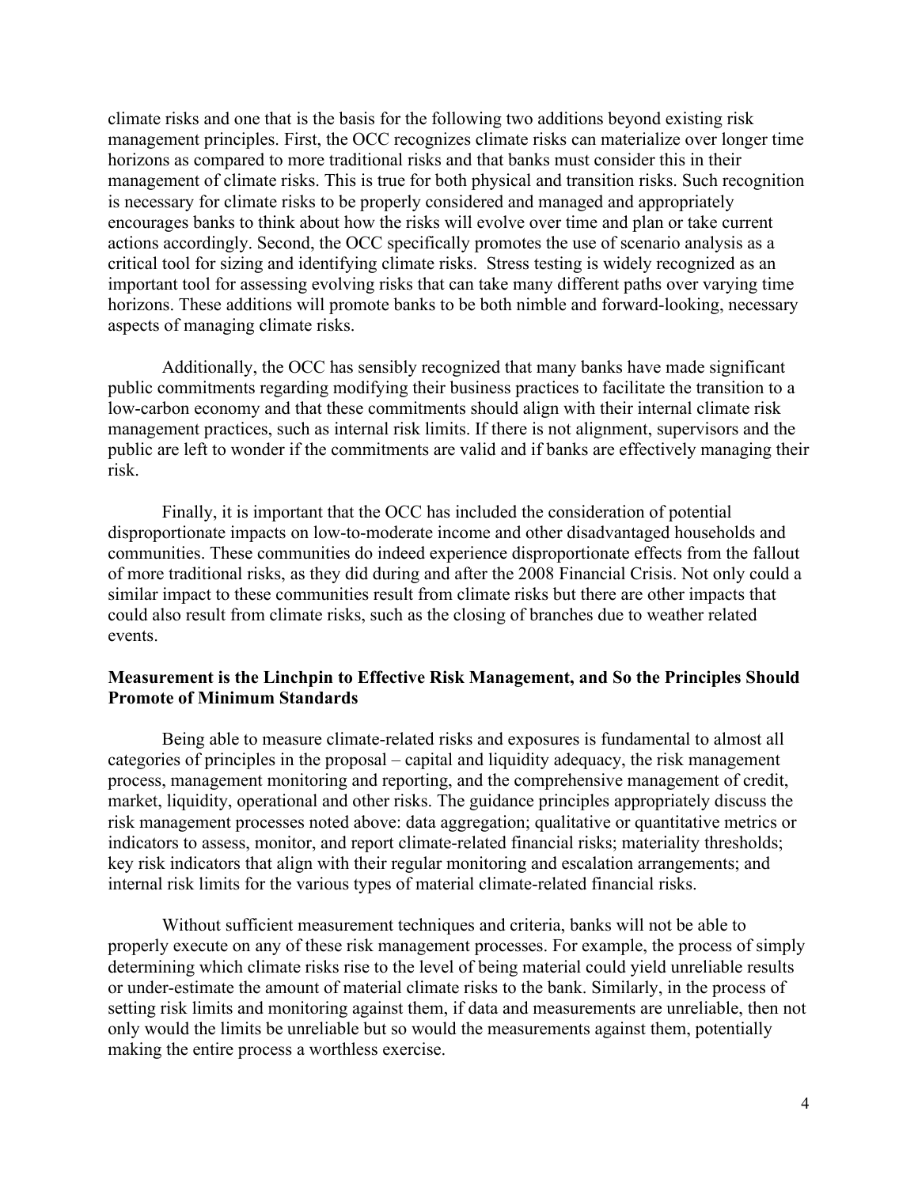climate risks and one that is the basis for the following two additions beyond existing risk management principles. First, the OCC recognizes climate risks can materialize over longer time horizons as compared to more traditional risks and that banks must consider this in their management of climate risks. This is true for both physical and transition risks. Such recognition is necessary for climate risks to be properly considered and managed and appropriately encourages banks to think about how the risks will evolve over time and plan or take current actions accordingly. Second, the OCC specifically promotes the use of scenario analysis as a critical tool for sizing and identifying climate risks. Stress testing is widely recognized as an important tool for assessing evolving risks that can take many different paths over varying time horizons. These additions will promote banks to be both nimble and forward-looking, necessary aspects of managing climate risks.

Additionally, the OCC has sensibly recognized that many banks have made significant public commitments regarding modifying their business practices to facilitate the transition to a low-carbon economy and that these commitments should align with their internal climate risk management practices, such as internal risk limits. If there is not alignment, supervisors and the public are left to wonder if the commitments are valid and if banks are effectively managing their risk.

Finally, it is important that the OCC has included the consideration of potential disproportionate impacts on low-to-moderate income and other disadvantaged households and communities. These communities do indeed experience disproportionate effects from the fallout of more traditional risks, as they did during and after the 2008 Financial Crisis. Not only could a similar impact to these communities result from climate risks but there are other impacts that could also result from climate risks, such as the closing of branches due to weather related events.

**Measurement is the Linchpin to Effective Risk Management, and So the Principles Should Promote of Minimum Standards**

Being able to measure climate-related risks and exposures is fundamental to almost all categories of principles in the proposal – capital and liquidity adequacy, the risk management process, management monitoring and reporting, and the comprehensive management of credit, market, liquidity, operational and other risks. The guidance principles appropriately discuss the risk management processes noted above: data aggregation; qualitative or quantitative metrics or indicators to assess, monitor, and report climate-related financial risks; materiality thresholds; key risk indicators that align with their regular monitoring and escalation arrangements; and internal risk limits for the various types of material climate-related financial risks.

Without sufficient measurement techniques and criteria, banks will not be able to properly execute on any of these risk management processes. For example, the process of simply determining which climate risks rise to the level of being material could yield unreliable results or under-estimate the amount of material climate risks to the bank. Similarly, in the process of setting risk limits and monitoring against them, if data and measurements are unreliable, then not only would the limits be unreliable but so would the measurements against them, potentially making the entire process a worthless exercise.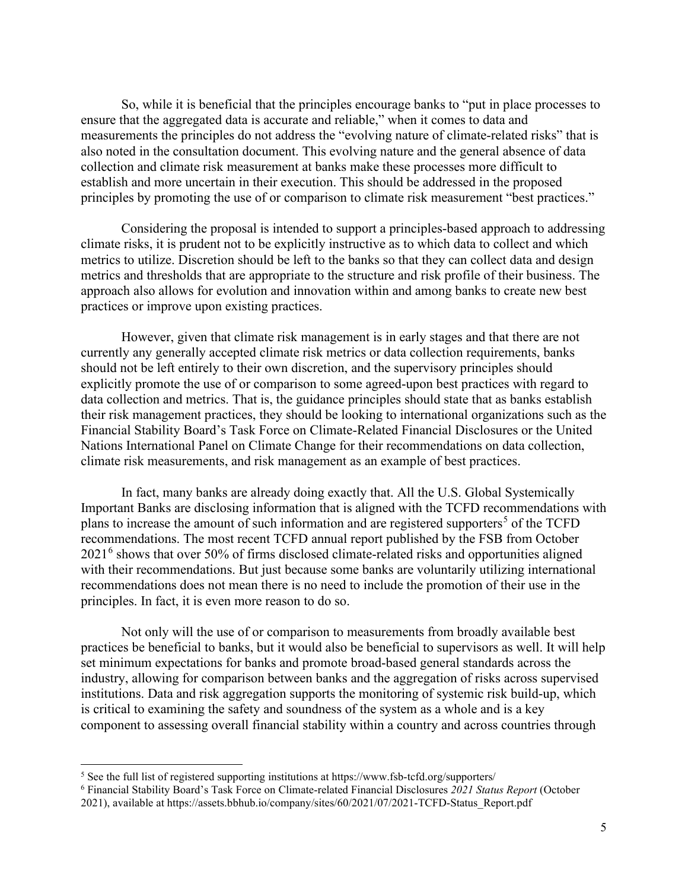So, while it is beneficial that the principles encourage banks to "put in place processes to ensure that the aggregated data is accurate and reliable," when it comes to data and measurements the principles do not address the "evolving nature of climate-related risks" that is also noted in the consultation document. This evolving nature and the general absence of data collection and climate risk measurement at banks make these processes more difficult to establish and more uncertain in their execution. This should be addressed in the proposed principles by promoting the use of or comparison to climate risk measurement "best practices."

Considering the proposal is intended to support a principles-based approach to addressing climate risks, it is prudent not to be explicitly instructive as to which data to collect and which metrics to utilize. Discretion should be left to the banks so that they can collect data and design metrics and thresholds that are appropriate to the structure and risk profile of their business. The approach also allows for evolution and innovation within and among banks to create new best practices or improve upon existing practices.

However, given that climate risk management is in early stages and that there are not currently any generally accepted climate risk metrics or data collection requirements, banks should not be left entirely to their own discretion, and the supervisory principles should explicitly promote the use of or comparison to some agreed-upon best practices with regard to data collection and metrics. That is, the guidance principles should state that as banks establish their risk management practices, they should be looking to international organizations such as the Financial Stability Board's Task Force on Climate-Related Financial Disclosures or the United Nations International Panel on Climate Change for their recommendations on data collection, climate risk measurements, and risk management as an example of best practices.

In fact, many banks are already doing exactly that. All the U.S. Global Systemically Important Banks are disclosing information that is aligned with the TCFD recommendations with plans to increase the amount of such information and are registered supporters[5] of the TCFD recommendations. The most recent TCFD annual report published by the FSB from October 2021[6] shows that over 50% of firms disclosed climate-related risks and opportunities aligned with their recommendations. But just because some banks are voluntarily utilizing international recommendations does not mean there is no need to include the promotion of their use in the principles. In fact, it is even more reason to do so.

Not only will the use of or comparison to measurements from broadly available best practices be beneficial to banks, but it would also be beneficial to supervisors as well. It will help set minimum expectations for banks and promote broad-based general standards across the industry, allowing for comparison between banks and the aggregation of risks across supervised institutions. Data and risk aggregation supports the monitoring of systemic risk build-up, which is critical to examining the safety and soundness of the system as a whole and is a key component to assessing overall financial stability within a country and across countries through

[5] See the full list of registered supporting institutions at https://www.fsb-tcfd.org/supporters/

[6] Financial Stability Board's Task Force on Climate-related Financial Disclosures *2021 Status Report* (October 2021), available at https://assets.bbhub.io/company/sites/60/2021/07/2021-TCFD-Status_Report.pdf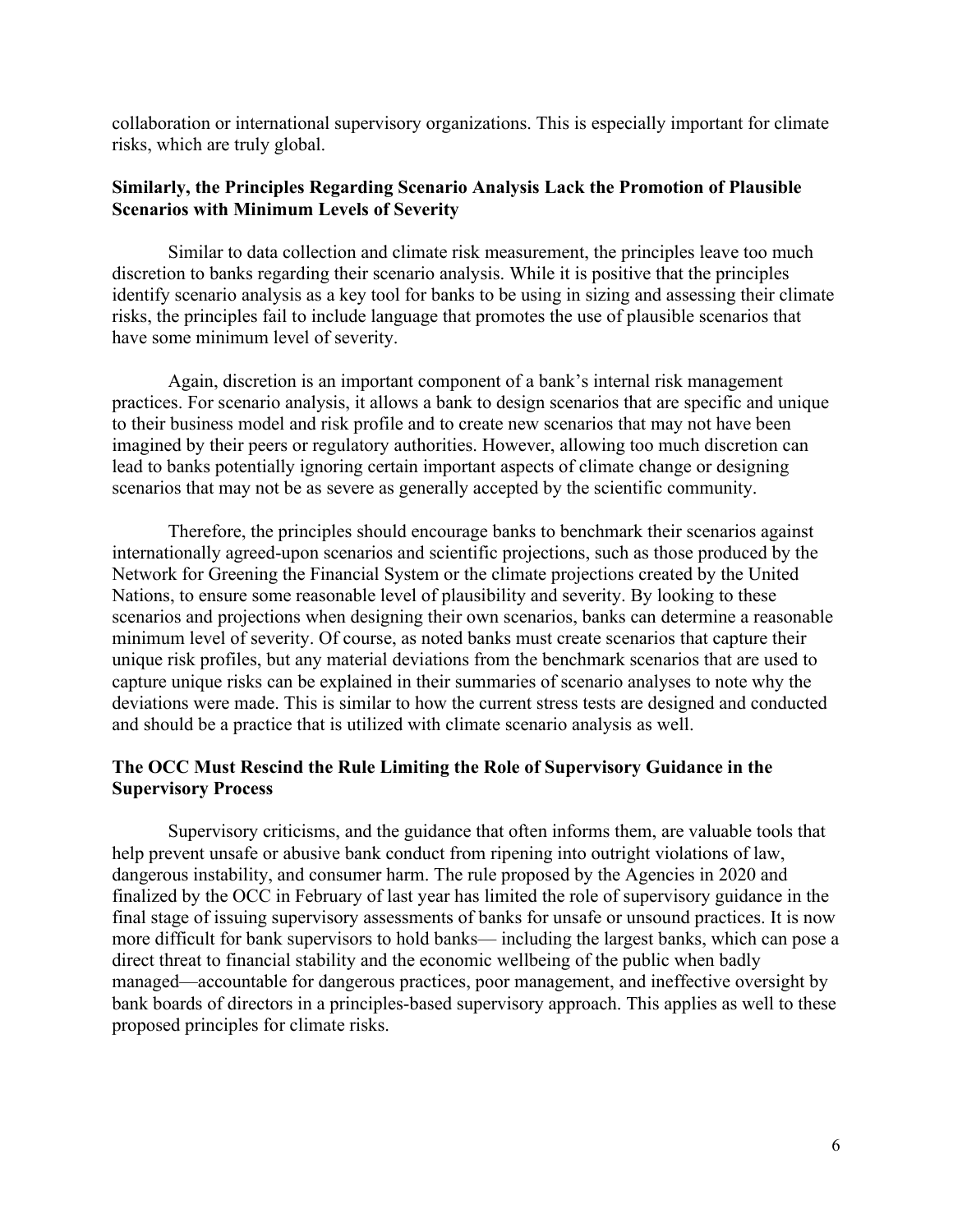collaboration or international supervisory organizations. This is especially important for climate risks, which are truly global.

**Similarly, the Principles Regarding Scenario Analysis Lack the Promotion of Plausible Scenarios with Minimum Levels of Severity**

Similar to data collection and climate risk measurement, the principles leave too much discretion to banks regarding their scenario analysis. While it is positive that the principles identify scenario analysis as a key tool for banks to be using in sizing and assessing their climate risks, the principles fail to include language that promotes the use of plausible scenarios that have some minimum level of severity.

Again, discretion is an important component of a bank's internal risk management practices. For scenario analysis, it allows a bank to design scenarios that are specific and unique to their business model and risk profile and to create new scenarios that may not have been imagined by their peers or regulatory authorities. However, allowing too much discretion can lead to banks potentially ignoring certain important aspects of climate change or designing scenarios that may not be as severe as generally accepted by the scientific community.

Therefore, the principles should encourage banks to benchmark their scenarios against internationally agreed-upon scenarios and scientific projections, such as those produced by the Network for Greening the Financial System or the climate projections created by the United Nations, to ensure some reasonable level of plausibility and severity. By looking to these scenarios and projections when designing their own scenarios, banks can determine a reasonable minimum level of severity. Of course, as noted banks must create scenarios that capture their unique risk profiles, but any material deviations from the benchmark scenarios that are used to capture unique risks can be explained in their summaries of scenario analyses to note why the deviations were made. This is similar to how the current stress tests are designed and conducted and should be a practice that is utilized with climate scenario analysis as well.

**The OCC Must Rescind the Rule Limiting the Role of Supervisory Guidance in the Supervisory Process**

Supervisory criticisms, and the guidance that often informs them, are valuable tools that help prevent unsafe or abusive bank conduct from ripening into outright violations of law, dangerous instability, and consumer harm. The rule proposed by the Agencies in 2020 and finalized by the OCC in February of last year has limited the role of supervisory guidance in the final stage of issuing supervisory assessments of banks for unsafe or unsound practices. It is now more difficult for bank supervisors to hold banks— including the largest banks, which can pose a direct threat to financial stability and the economic wellbeing of the public when badly managed—accountable for dangerous practices, poor management, and ineffective oversight by bank boards of directors in a principles-based supervisory approach. This applies as well to these proposed principles for climate risks.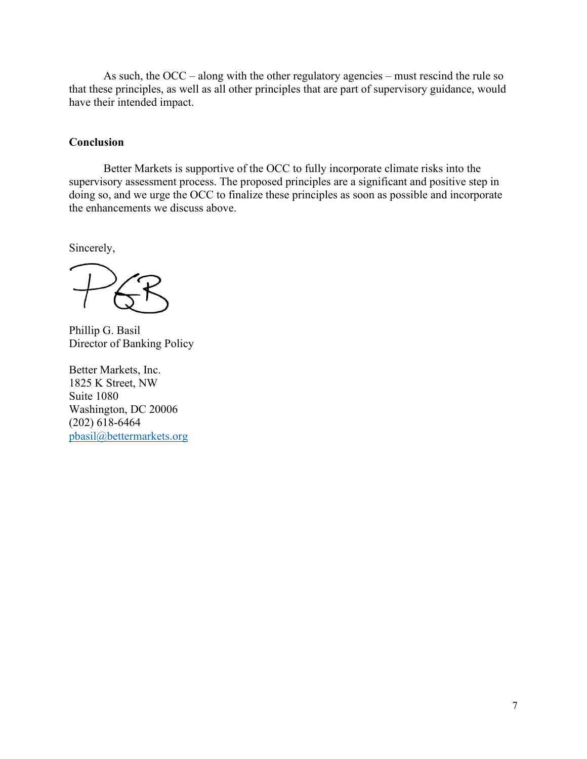As such, the OCC – along with the other regulatory agencies – must rescind the rule so that these principles, as well as all other principles that are part of supervisory guidance, would have their intended impact.

**Conclusion**

Better Markets is supportive of the OCC to fully incorporate climate risks into the supervisory assessment process. The proposed principles are a significant and positive step in doing so, and we urge the OCC to finalize these principles as soon as possible and incorporate the enhancements we discuss above.

Sincerely,

Phillip G. Basil
Director of Banking Policy

Better Markets, Inc.
1825 K Street, NW
Suite 1080
Washington, DC 20006
(202) 618-6464
pbasil@bettermarkets.org